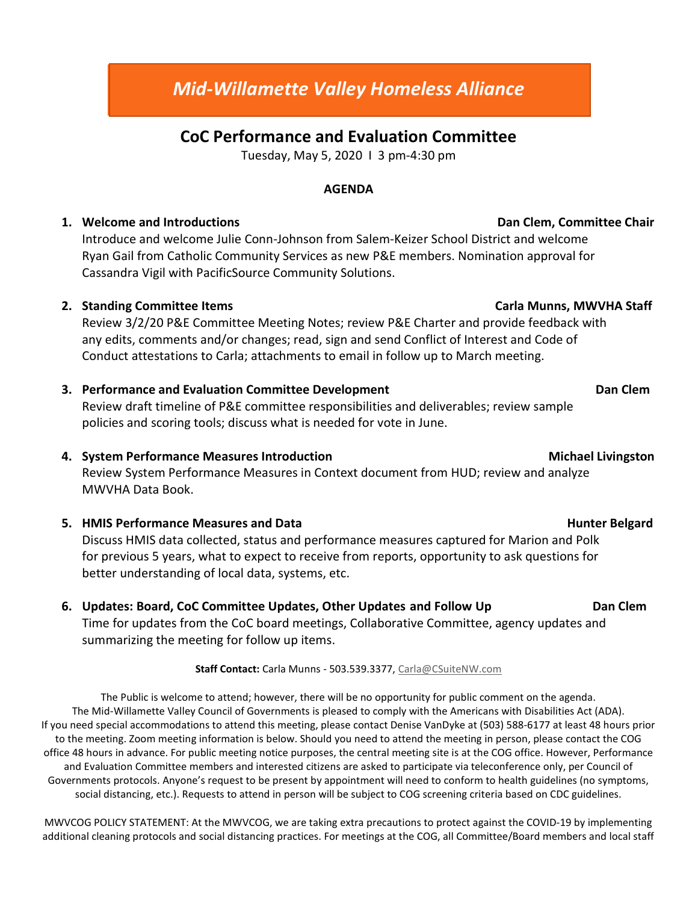# *Mid-Willamette Valley Homeless Alliance*

## CoC Performance and Evaluation Committee

Tuesday, May 5, 2020 I 3 pm-4:30 pm

**AGENDA**

1. **Welcome and Introductions** — **Dan Clem, Committee Chair**
   Introduce and welcome Julie Conn-Johnson from Salem-Keizer School District and welcome Ryan Gail from Catholic Community Services as new P&E members. Nomination approval for Cassandra Vigil with PacificSource Community Solutions.

2. **Standing Committee Items** — **Carla Munns, MWVHA Staff**
   Review 3/2/20 P&E Committee Meeting Notes; review P&E Charter and provide feedback with any edits, comments and/or changes; read, sign and send Conflict of Interest and Code of Conduct attestations to Carla; attachments to email in follow up to March meeting.

3. **Performance and Evaluation Committee Development** — **Dan Clem**
   Review draft timeline of P&E committee responsibilities and deliverables; review sample policies and scoring tools; discuss what is needed for vote in June.

4. **System Performance Measures Introduction** — **Michael Livingston**
   Review System Performance Measures in Context document from HUD; review and analyze MWVHA Data Book.

5. **HMIS Performance Measures and Data** — **Hunter Belgard**
   Discuss HMIS data collected, status and performance measures captured for Marion and Polk for previous 5 years, what to expect to receive from reports, opportunity to ask questions for better understanding of local data, systems, etc.

6. **Updates: Board, CoC Committee Updates, Other Updates and Follow Up** — **Dan Clem**
   Time for updates from the CoC board meetings, Collaborative Committee, agency updates and summarizing the meeting for follow up items.

**Staff Contact:** Carla Munns - 503.539.3377, Carla@CSuiteNW.com

The Public is welcome to attend; however, there will be no opportunity for public comment on the agenda. The Mid-Willamette Valley Council of Governments is pleased to comply with the Americans with Disabilities Act (ADA). If you need special accommodations to attend this meeting, please contact Denise VanDyke at (503) 588-6177 at least 48 hours prior to the meeting. Zoom meeting information is below. Should you need to attend the meeting in person, please contact the COG office 48 hours in advance. For public meeting notice purposes, the central meeting site is at the COG office. However, Performance and Evaluation Committee members and interested citizens are asked to participate via teleconference only, per Council of Governments protocols. Anyone's request to be present by appointment will need to conform to health guidelines (no symptoms, social distancing, etc.). Requests to attend in person will be subject to COG screening criteria based on CDC guidelines.

MWVCOG POLICY STATEMENT: At the MWVCOG, we are taking extra precautions to protect against the COVID-19 by implementing additional cleaning protocols and social distancing practices. For meetings at the COG, all Committee/Board members and local staff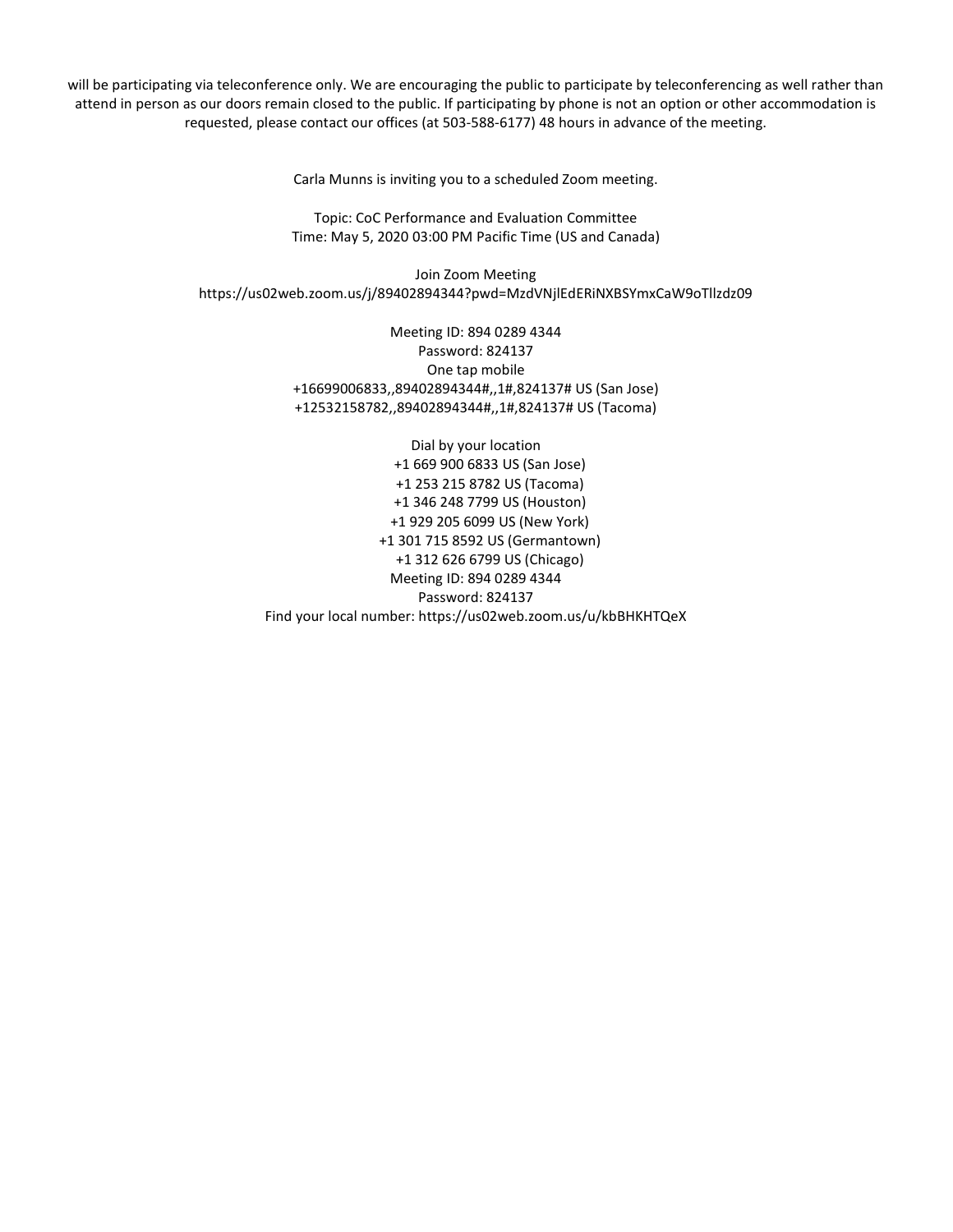will be participating via teleconference only. We are encouraging the public to participate by teleconferencing as well rather than attend in person as our doors remain closed to the public. If participating by phone is not an option or other accommodation is requested, please contact our offices (at 503-588-6177) 48 hours in advance of the meeting.

Carla Munns is inviting you to a scheduled Zoom meeting.

Topic: CoC Performance and Evaluation Committee
Time: May 5, 2020 03:00 PM Pacific Time (US and Canada)

Join Zoom Meeting
https://us02web.zoom.us/j/89402894344?pwd=MzdVNjlEdERiNXBSYmxCaW9oTllzdz09

Meeting ID: 894 0289 4344
Password: 824137
One tap mobile
+16699006833,,89402894344#,,1#,824137# US (San Jose)
+12532158782,,89402894344#,,1#,824137# US (Tacoma)

Dial by your location
+1 669 900 6833 US (San Jose)
+1 253 215 8782 US (Tacoma)
+1 346 248 7799 US (Houston)
+1 929 205 6099 US (New York)
+1 301 715 8592 US (Germantown)
+1 312 626 6799 US (Chicago)
Meeting ID: 894 0289 4344
Password: 824137
Find your local number: https://us02web.zoom.us/u/kbBHKHTQeX